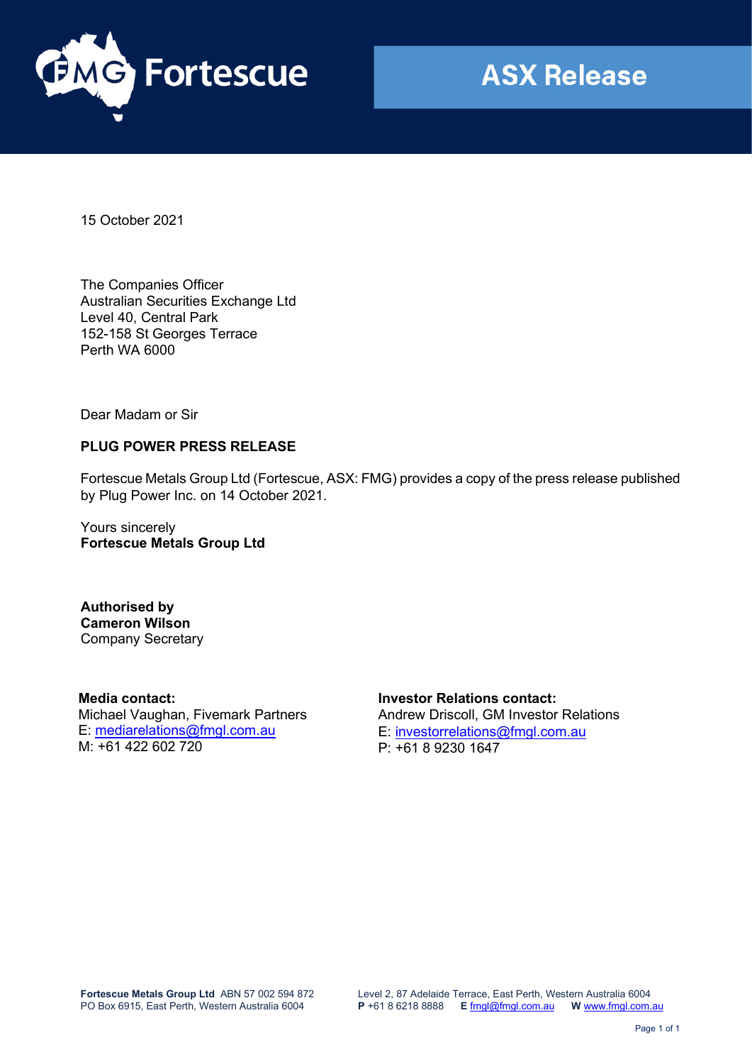# ASX Release

15 October 2021

The Companies Officer
Australian Securities Exchange Ltd
Level 40, Central Park
152-158 St Georges Terrace
Perth WA 6000

Dear Madam or Sir

**PLUG POWER PRESS RELEASE**

Fortescue Metals Group Ltd (Fortescue, ASX: FMG) provides a copy of the press release published by Plug Power Inc. on 14 October 2021.

Yours sincerely
**Fortescue Metals Group Ltd**

**Authorised by**
**Cameron Wilson**
Company Secretary

**Media contact:**
Michael Vaughan, Fivemark Partners
E: mediarelations@fmgl.com.au
M: +61 422 602 720

**Investor Relations contact:**
Andrew Driscoll, GM Investor Relations
E: investorrelations@fmgl.com.au
P: +61 8 9230 1647

**Fortescue Metals Group Ltd** ABN 57 002 594 872
PO Box 6915, East Perth, Western Australia 6004

Level 2, 87 Adelaide Terrace, East Perth, Western Australia 6004
**P** +61 8 6218 8888 **E** fmgl@fmgl.com.au **W** www.fmgl.com.au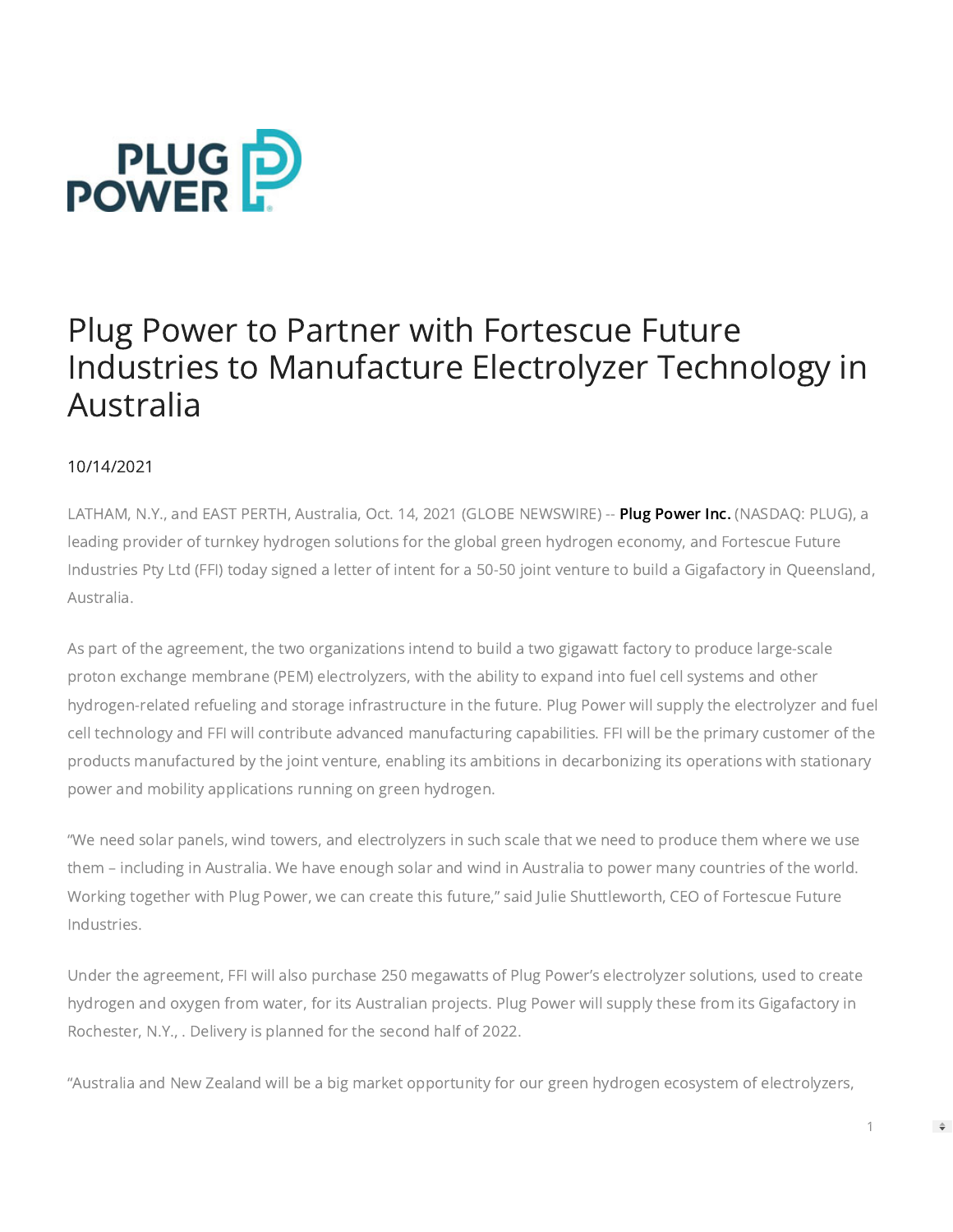# Plug Power to Partner with Fortescue Future Industries to Manufacture Electrolyzer Technology in Australia

10/14/2021

LATHAM, N.Y., and EAST PERTH, Australia, Oct. 14, 2021 (GLOBE NEWSWIRE) -- **Plug Power Inc.** (NASDAQ: PLUG), a leading provider of turnkey hydrogen solutions for the global green hydrogen economy, and Fortescue Future Industries Pty Ltd (FFI) today signed a letter of intent for a 50-50 joint venture to build a Gigafactory in Queensland, Australia.

As part of the agreement, the two organizations intend to build a two gigawatt factory to produce large-scale proton exchange membrane (PEM) electrolyzers, with the ability to expand into fuel cell systems and other hydrogen-related refueling and storage infrastructure in the future. Plug Power will supply the electrolyzer and fuel cell technology and FFI will contribute advanced manufacturing capabilities. FFI will be the primary customer of the products manufactured by the joint venture, enabling its ambitions in decarbonizing its operations with stationary power and mobility applications running on green hydrogen.

“We need solar panels, wind towers, and electrolyzers in such scale that we need to produce them where we use them – including in Australia. We have enough solar and wind in Australia to power many countries of the world. Working together with Plug Power, we can create this future,” said Julie Shuttleworth, CEO of Fortescue Future Industries.

Under the agreement, FFI will also purchase 250 megawatts of Plug Power’s electrolyzer solutions, used to create hydrogen and oxygen from water, for its Australian projects. Plug Power will supply these from its Gigafactory in Rochester, N.Y., . Delivery is planned for the second half of 2022.

“Australia and New Zealand will be a big market opportunity for our green hydrogen ecosystem of electrolyzers,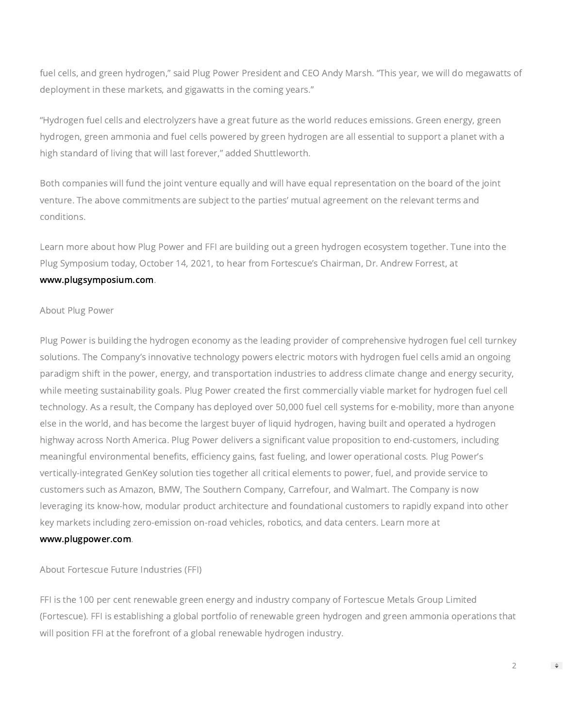fuel cells, and green hydrogen," said Plug Power President and CEO Andy Marsh. "This year, we will do megawatts of deployment in these markets, and gigawatts in the coming years."

"Hydrogen fuel cells and electrolyzers have a great future as the world reduces emissions. Green energy, green hydrogen, green ammonia and fuel cells powered by green hydrogen are all essential to support a planet with a high standard of living that will last forever," added Shuttleworth.

Both companies will fund the joint venture equally and will have equal representation on the board of the joint venture. The above commitments are subject to the parties' mutual agreement on the relevant terms and conditions.

Learn more about how Plug Power and FFI are building out a green hydrogen ecosystem together. Tune into the Plug Symposium today, October 14, 2021, to hear from Fortescue's Chairman, Dr. Andrew Forrest, at **www.plugsymposium.com**.

## About Plug Power

Plug Power is building the hydrogen economy as the leading provider of comprehensive hydrogen fuel cell turnkey solutions. The Company's innovative technology powers electric motors with hydrogen fuel cells amid an ongoing paradigm shift in the power, energy, and transportation industries to address climate change and energy security, while meeting sustainability goals. Plug Power created the first commercially viable market for hydrogen fuel cell technology. As a result, the Company has deployed over 50,000 fuel cell systems for e-mobility, more than anyone else in the world, and has become the largest buyer of liquid hydrogen, having built and operated a hydrogen highway across North America. Plug Power delivers a significant value proposition to end-customers, including meaningful environmental benefits, efficiency gains, fast fueling, and lower operational costs. Plug Power's vertically-integrated GenKey solution ties together all critical elements to power, fuel, and provide service to customers such as Amazon, BMW, The Southern Company, Carrefour, and Walmart. The Company is now leveraging its know-how, modular product architecture and foundational customers to rapidly expand into other key markets including zero-emission on-road vehicles, robotics, and data centers. Learn more at **www.plugpower.com**.

## About Fortescue Future Industries (FFI)

FFI is the 100 per cent renewable green energy and industry company of Fortescue Metals Group Limited (Fortescue). FFI is establishing a global portfolio of renewable green hydrogen and green ammonia operations that will position FFI at the forefront of a global renewable hydrogen industry.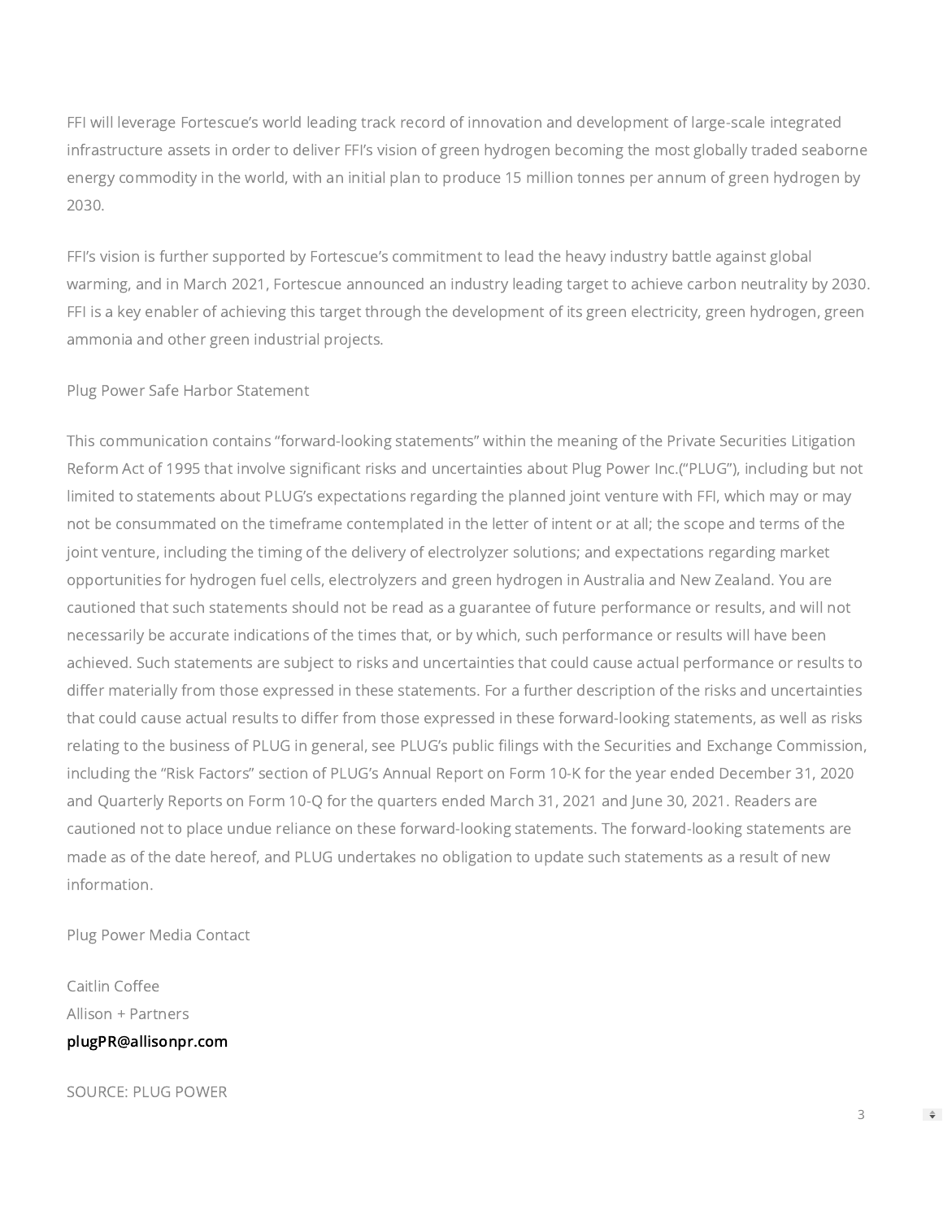FFI will leverage Fortescue's world leading track record of innovation and development of large-scale integrated infrastructure assets in order to deliver FFI's vision of green hydrogen becoming the most globally traded seaborne energy commodity in the world, with an initial plan to produce 15 million tonnes per annum of green hydrogen by 2030.

FFI's vision is further supported by Fortescue's commitment to lead the heavy industry battle against global warming, and in March 2021, Fortescue announced an industry leading target to achieve carbon neutrality by 2030. FFI is a key enabler of achieving this target through the development of its green electricity, green hydrogen, green ammonia and other green industrial projects.

Plug Power Safe Harbor Statement

This communication contains "forward-looking statements" within the meaning of the Private Securities Litigation Reform Act of 1995 that involve significant risks and uncertainties about Plug Power Inc.("PLUG"), including but not limited to statements about PLUG's expectations regarding the planned joint venture with FFI, which may or may not be consummated on the timeframe contemplated in the letter of intent or at all; the scope and terms of the joint venture, including the timing of the delivery of electrolyzer solutions; and expectations regarding market opportunities for hydrogen fuel cells, electrolyzers and green hydrogen in Australia and New Zealand. You are cautioned that such statements should not be read as a guarantee of future performance or results, and will not necessarily be accurate indications of the times that, or by which, such performance or results will have been achieved. Such statements are subject to risks and uncertainties that could cause actual performance or results to differ materially from those expressed in these statements. For a further description of the risks and uncertainties that could cause actual results to differ from those expressed in these forward-looking statements, as well as risks relating to the business of PLUG in general, see PLUG's public filings with the Securities and Exchange Commission, including the "Risk Factors" section of PLUG's Annual Report on Form 10-K for the year ended December 31, 2020 and Quarterly Reports on Form 10-Q for the quarters ended March 31, 2021 and June 30, 2021. Readers are cautioned not to place undue reliance on these forward-looking statements. The forward-looking statements are made as of the date hereof, and PLUG undertakes no obligation to update such statements as a result of new information.

Plug Power Media Contact

Caitlin Coffee  
Allison + Partners  
plugPR@allisonpr.com

SOURCE: PLUG POWER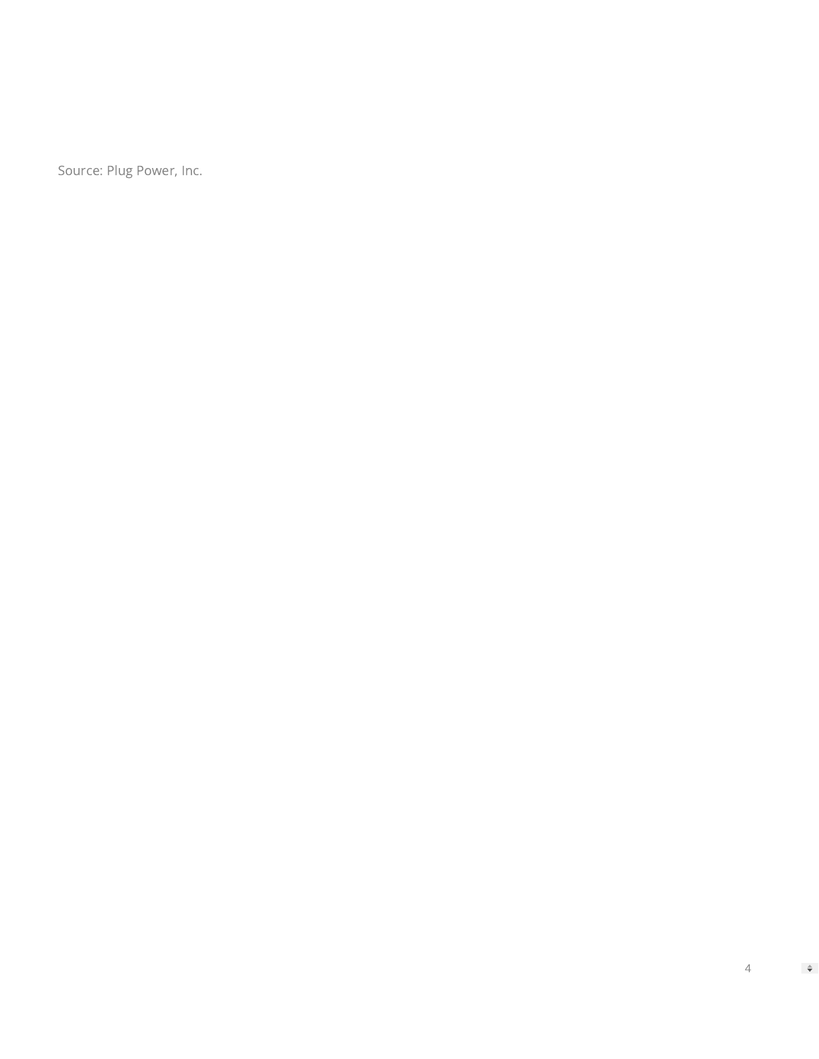Source: Plug Power, Inc.